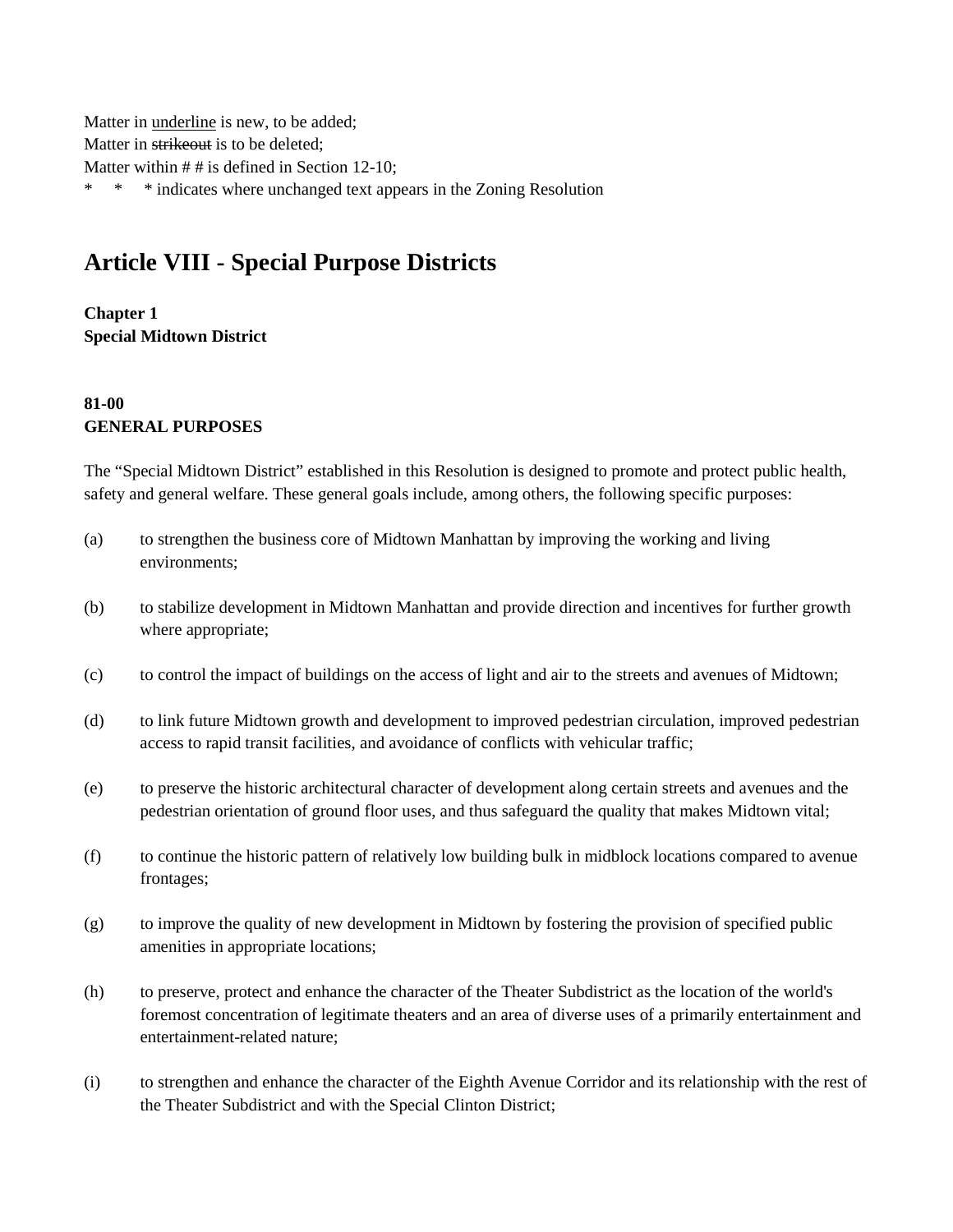Matter in <u>underline</u> is new, to be added;
Matter in ~~strikeout~~ is to be deleted;
Matter within # # is defined in Section 12-10;
\* \* \* indicates where unchanged text appears in the Zoning Resolution

# Article VIII - Special Purpose Districts

**Chapter 1**
**Special Midtown District**

**81-00**
**GENERAL PURPOSES**

The “Special Midtown District” established in this Resolution is designed to promote and protect public health, safety and general welfare. These general goals include, among others, the following specific purposes:

(a) to strengthen the business core of Midtown Manhattan by improving the working and living environments;

(b) to stabilize development in Midtown Manhattan and provide direction and incentives for further growth where appropriate;

(c) to control the impact of buildings on the access of light and air to the streets and avenues of Midtown;

(d) to link future Midtown growth and development to improved pedestrian circulation, improved pedestrian access to rapid transit facilities, and avoidance of conflicts with vehicular traffic;

(e) to preserve the historic architectural character of development along certain streets and avenues and the pedestrian orientation of ground floor uses, and thus safeguard the quality that makes Midtown vital;

(f) to continue the historic pattern of relatively low building bulk in midblock locations compared to avenue frontages;

(g) to improve the quality of new development in Midtown by fostering the provision of specified public amenities in appropriate locations;

(h) to preserve, protect and enhance the character of the Theater Subdistrict as the location of the world's foremost concentration of legitimate theaters and an area of diverse uses of a primarily entertainment and entertainment-related nature;

(i) to strengthen and enhance the character of the Eighth Avenue Corridor and its relationship with the rest of the Theater Subdistrict and with the Special Clinton District;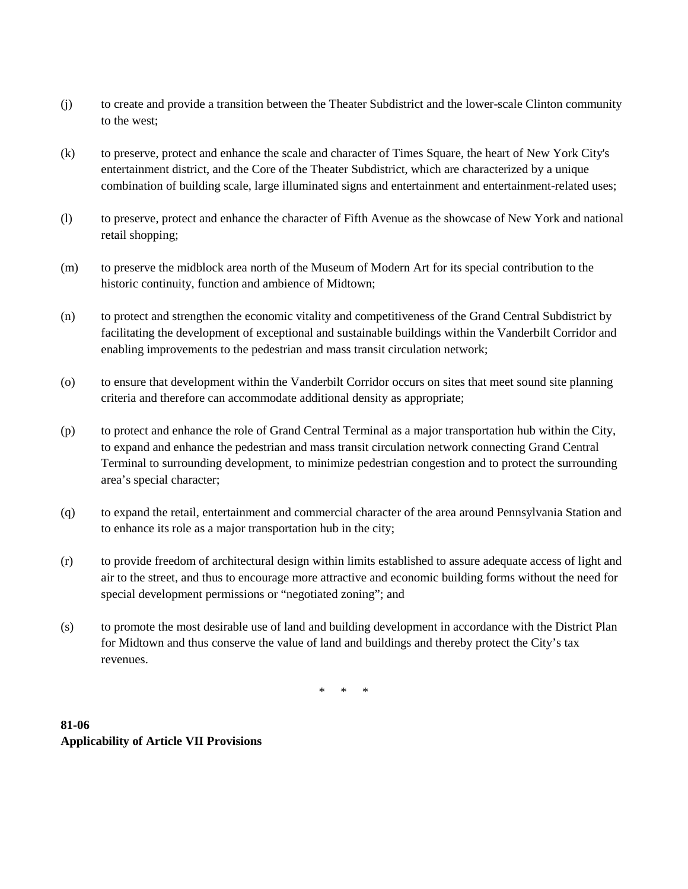(j) to create and provide a transition between the Theater Subdistrict and the lower-scale Clinton community to the west;

(k) to preserve, protect and enhance the scale and character of Times Square, the heart of New York City's entertainment district, and the Core of the Theater Subdistrict, which are characterized by a unique combination of building scale, large illuminated signs and entertainment and entertainment-related uses;

(l) to preserve, protect and enhance the character of Fifth Avenue as the showcase of New York and national retail shopping;

(m) to preserve the midblock area north of the Museum of Modern Art for its special contribution to the historic continuity, function and ambience of Midtown;

(n) to protect and strengthen the economic vitality and competitiveness of the Grand Central Subdistrict by facilitating the development of exceptional and sustainable buildings within the Vanderbilt Corridor and enabling improvements to the pedestrian and mass transit circulation network;

(o) to ensure that development within the Vanderbilt Corridor occurs on sites that meet sound site planning criteria and therefore can accommodate additional density as appropriate;

(p) to protect and enhance the role of Grand Central Terminal as a major transportation hub within the City, to expand and enhance the pedestrian and mass transit circulation network connecting Grand Central Terminal to surrounding development, to minimize pedestrian congestion and to protect the surrounding area's special character;

(q) to expand the retail, entertainment and commercial character of the area around Pennsylvania Station and to enhance its role as a major transportation hub in the city;

(r) to provide freedom of architectural design within limits established to assure adequate access of light and air to the street, and thus to encourage more attractive and economic building forms without the need for special development permissions or "negotiated zoning"; and

(s) to promote the most desirable use of land and building development in accordance with the District Plan for Midtown and thus conserve the value of land and buildings and thereby protect the City's tax revenues.

\* \* \*

**81-06**
**Applicability of Article VII Provisions**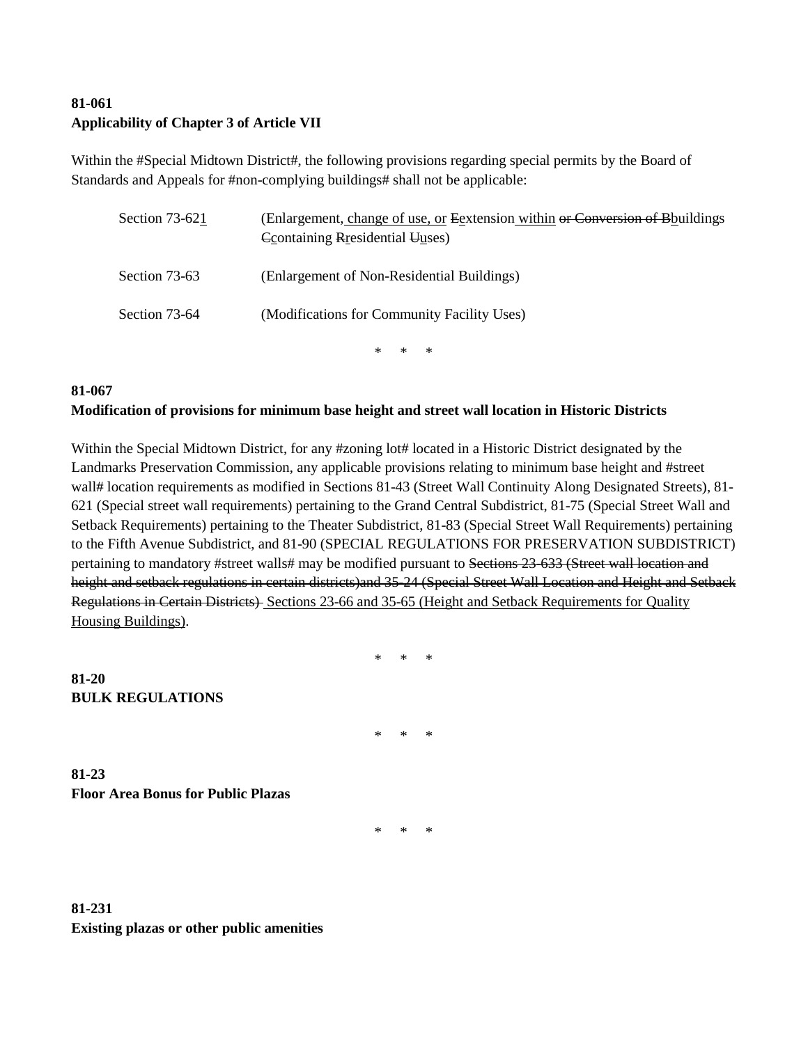**81-061**
**Applicability of Chapter 3 of Article VII**

Within the #Special Midtown District#, the following provisions regarding special permits by the Board of Standards and Appeals for #non-complying buildings# shall not be applicable:

| | |
|---|---|
| Section 73-621 | (Enlargement, change of use, or ~~E~~extension within ~~or Conversion of B~~buildings ~~C~~containing ~~R~~residential ~~U~~uses) |
| Section 73-63 | (Enlargement of Non-Residential Buildings) |
| Section 73-64 | (Modifications for Community Facility Uses) |

\* \* \*

**81-067**
**Modification of provisions for minimum base height and street wall location in Historic Districts**

Within the Special Midtown District, for any #zoning lot# located in a Historic District designated by the Landmarks Preservation Commission, any applicable provisions relating to minimum base height and #street wall# location requirements as modified in Sections 81-43 (Street Wall Continuity Along Designated Streets), 81-621 (Special street wall requirements) pertaining to the Grand Central Subdistrict, 81-75 (Special Street Wall and Setback Requirements) pertaining to the Theater Subdistrict, 81-83 (Special Street Wall Requirements) pertaining to the Fifth Avenue Subdistrict, and 81-90 (SPECIAL REGULATIONS FOR PRESERVATION SUBDISTRICT) pertaining to mandatory #street walls# may be modified pursuant to ~~Sections 23-633 (Street wall location and height and setback regulations in certain districts)and 35-24 (Special Street Wall Location and Height and Setback Regulations in Certain Districts)~~ Sections 23-66 and 35-65 (Height and Setback Requirements for Quality Housing Buildings).

\* \* \*

**81-20**
**BULK REGULATIONS**

\* \* \*

**81-23**
**Floor Area Bonus for Public Plazas**

\* \* \*

**81-231**
**Existing plazas or other public amenities**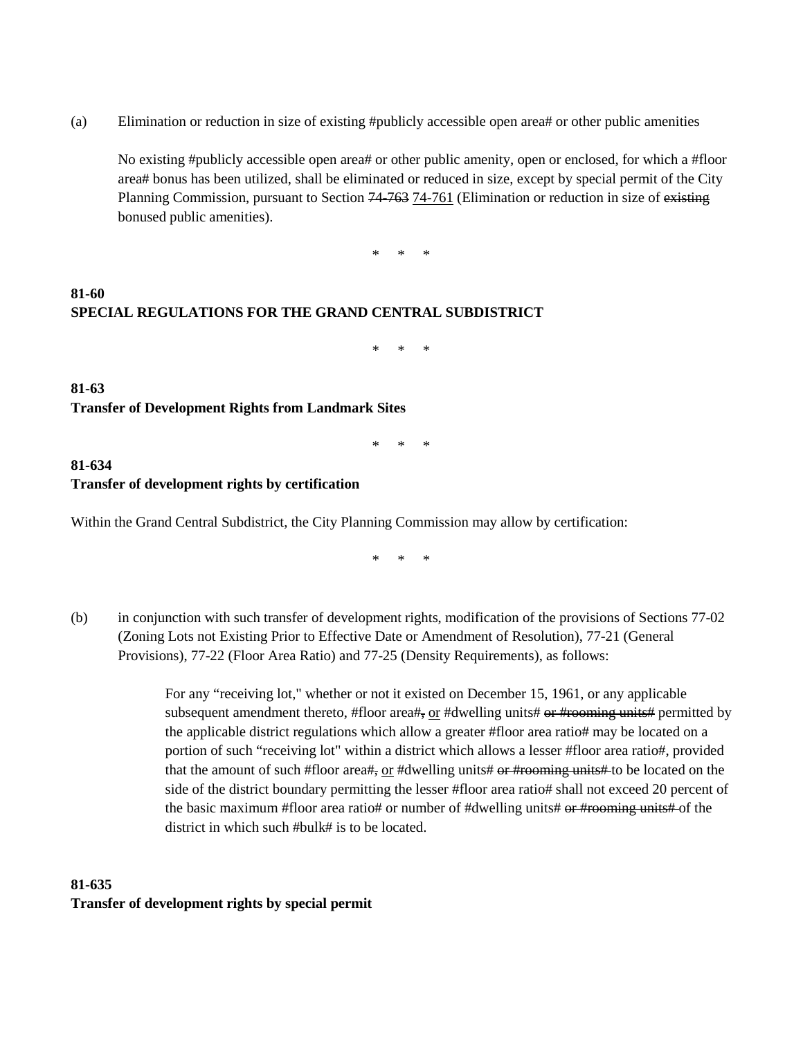(a) Elimination or reduction in size of existing #publicly accessible open area# or other public amenities

No existing #publicly accessible open area# or other public amenity, open or enclosed, for which a #floor area# bonus has been utilized, shall be eliminated or reduced in size, except by special permit of the City Planning Commission, pursuant to Section ~~74-763~~ <u>74-761</u> (Elimination or reduction in size of ~~existing~~ bonused public amenities).

\* \* \*

**81-60**
**SPECIAL REGULATIONS FOR THE GRAND CENTRAL SUBDISTRICT**

\* \* \*

**81-63**
**Transfer of Development Rights from Landmark Sites**

\* \* \*

**81-634**
**Transfer of development rights by certification**

Within the Grand Central Subdistrict, the City Planning Commission may allow by certification:

\* \* \*

(b) in conjunction with such transfer of development rights, modification of the provisions of Sections 77-02 (Zoning Lots not Existing Prior to Effective Date or Amendment of Resolution), 77-21 (General Provisions), 77-22 (Floor Area Ratio) and 77-25 (Density Requirements), as follows:

> For any "receiving lot," whether or not it existed on December 15, 1961, or any applicable subsequent amendment thereto, #floor area#~~,~~ <u>or</u> #dwelling units# ~~or #rooming units#~~ permitted by the applicable district regulations which allow a greater #floor area ratio# may be located on a portion of such "receiving lot" within a district which allows a lesser #floor area ratio#, provided that the amount of such #floor area#~~,~~ <u>or</u> #dwelling units# ~~or #rooming units#~~ to be located on the side of the district boundary permitting the lesser #floor area ratio# shall not exceed 20 percent of the basic maximum #floor area ratio# or number of #dwelling units# ~~or #rooming units#~~ of the district in which such #bulk# is to be located.

**81-635**
**Transfer of development rights by special permit**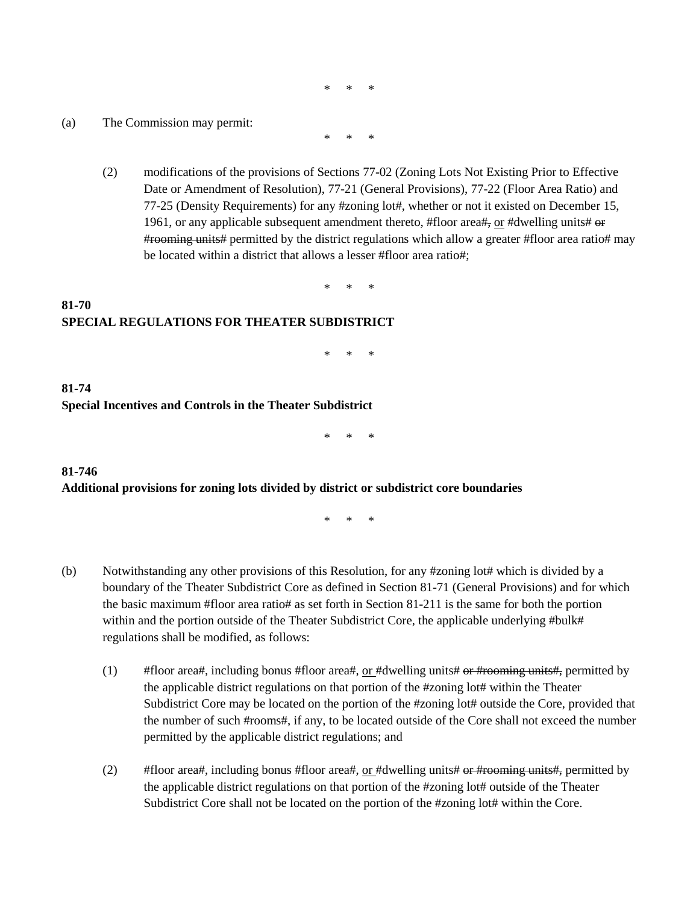\* \* \*

(a) The Commission may permit:

\* \* \*

(2) modifications of the provisions of Sections 77-02 (Zoning Lots Not Existing Prior to Effective Date or Amendment of Resolution), 77-21 (General Provisions), 77-22 (Floor Area Ratio) and 77-25 (Density Requirements) for any #zoning lot#, whether or not it existed on December 15, 1961, or any applicable subsequent amendment thereto, #floor area#~~,~~ <u>or</u> #dwelling units# ~~or #rooming units#~~ permitted by the district regulations which allow a greater #floor area ratio# may be located within a district that allows a lesser #floor area ratio#;

\* \* \*

**81-70**
**SPECIAL REGULATIONS FOR THEATER SUBDISTRICT**

\* \* \*

**81-74**
**Special Incentives and Controls in the Theater Subdistrict**

\* \* \*

**81-746**
**Additional provisions for zoning lots divided by district or subdistrict core boundaries**

\* \* \*

(b) Notwithstanding any other provisions of this Resolution, for any #zoning lot# which is divided by a boundary of the Theater Subdistrict Core as defined in Section 81-71 (General Provisions) and for which the basic maximum #floor area ratio# as set forth in Section 81-211 is the same for both the portion within and the portion outside of the Theater Subdistrict Core, the applicable underlying #bulk# regulations shall be modified, as follows:

(1) #floor area#, including bonus #floor area#, <u>or</u> #dwelling units# ~~or #rooming units#,~~ permitted by the applicable district regulations on that portion of the #zoning lot# within the Theater Subdistrict Core may be located on the portion of the #zoning lot# outside the Core, provided that the number of such #rooms#, if any, to be located outside of the Core shall not exceed the number permitted by the applicable district regulations; and

(2) #floor area#, including bonus #floor area#, <u>or</u> #dwelling units# ~~or #rooming units#,~~ permitted by the applicable district regulations on that portion of the #zoning lot# outside of the Theater Subdistrict Core shall not be located on the portion of the #zoning lot# within the Core.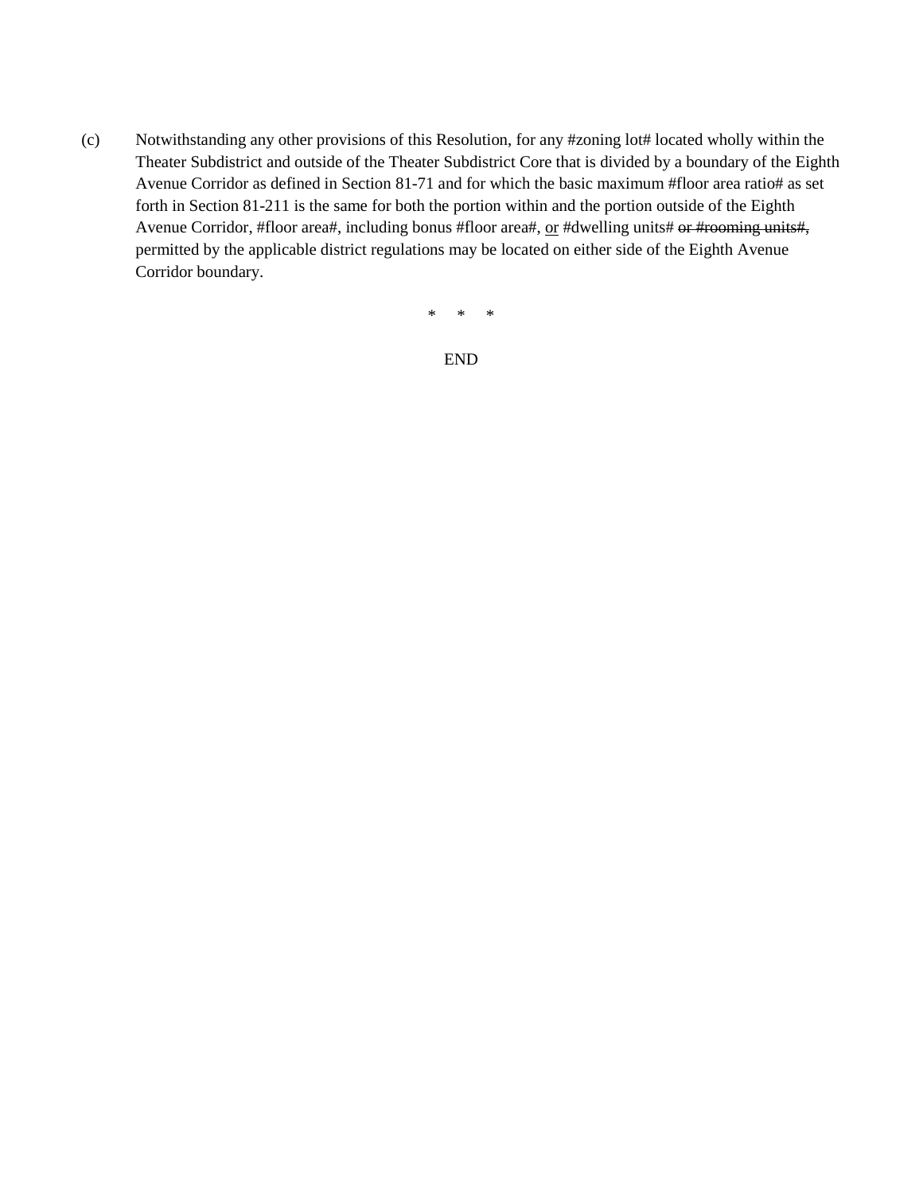(c) Notwithstanding any other provisions of this Resolution, for any #zoning lot# located wholly within the Theater Subdistrict and outside of the Theater Subdistrict Core that is divided by a boundary of the Eighth Avenue Corridor as defined in Section 81-71 and for which the basic maximum #floor area ratio# as set forth in Section 81-211 is the same for both the portion within and the portion outside of the Eighth Avenue Corridor, #floor area#, including bonus #floor area#, <u>or</u> #dwelling units# ~~or #rooming units#,~~ permitted by the applicable district regulations may be located on either side of the Eighth Avenue Corridor boundary.

\* \* \*

END